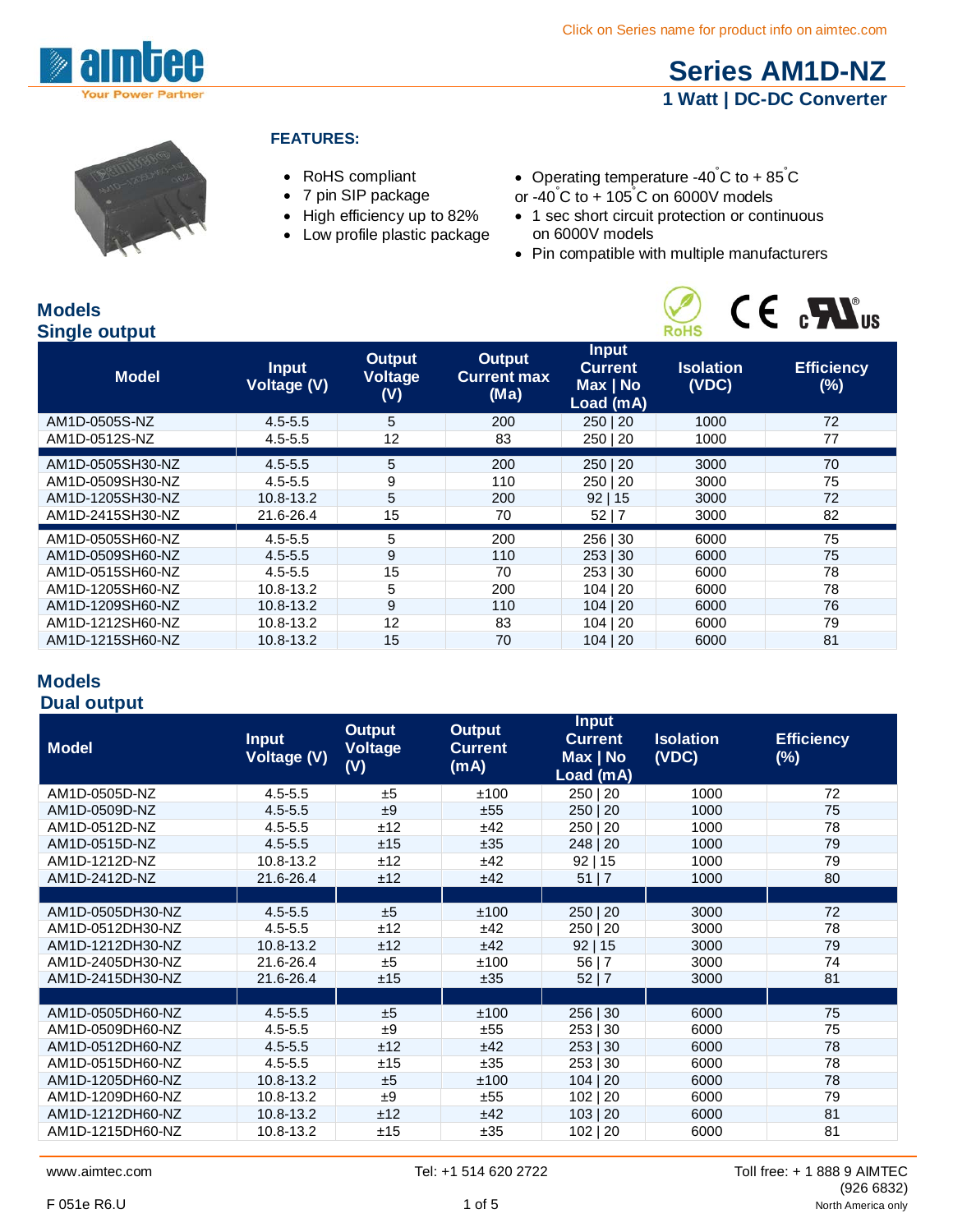Click on Series name for product info on aimtec.com

# Series AM1D-NZ

## 1 Watt | DC-DC Converter

### FEATURES:

- RoHS compliant
- 7 pin SIP package
- High efficiency up to 82%
- Low profile plastic package
- Operating temperature -40°C to + 85°C or -40°C to + 105°C on 6000V models
- 1 sec short circuit protection or continuous on 6000V models
- Pin compatible with multiple manufacturers

## Models
### Single output

| Model | Input Voltage (V) | Output Voltage (V) | Output Current max (Ma) | Input Current Max \| No Load (mA) | Isolation (VDC) | Efficiency (%) |
|---|---|---|---|---|---|---|
| AM1D-0505S-NZ | 4.5-5.5 | 5 | 200 | 250 \| 20 | 1000 | 72 |
| AM1D-0512S-NZ | 4.5-5.5 | 12 | 83 | 250 \| 20 | 1000 | 77 |
| AM1D-0505SH30-NZ | 4.5-5.5 | 5 | 200 | 250 \| 20 | 3000 | 70 |
| AM1D-0509SH30-NZ | 4.5-5.5 | 9 | 110 | 250 \| 20 | 3000 | 75 |
| AM1D-1205SH30-NZ | 10.8-13.2 | 5 | 200 | 92 \| 15 | 3000 | 72 |
| AM1D-2415SH30-NZ | 21.6-26.4 | 15 | 70 | 52 \| 7 | 3000 | 82 |
| AM1D-0505SH60-NZ | 4.5-5.5 | 5 | 200 | 256 \| 30 | 6000 | 75 |
| AM1D-0509SH60-NZ | 4.5-5.5 | 9 | 110 | 253 \| 30 | 6000 | 75 |
| AM1D-0515SH60-NZ | 4.5-5.5 | 15 | 70 | 253 \| 30 | 6000 | 78 |
| AM1D-1205SH60-NZ | 10.8-13.2 | 5 | 200 | 104 \| 20 | 6000 | 78 |
| AM1D-1209SH60-NZ | 10.8-13.2 | 9 | 110 | 104 \| 20 | 6000 | 76 |
| AM1D-1212SH60-NZ | 10.8-13.2 | 12 | 83 | 104 \| 20 | 6000 | 79 |
| AM1D-1215SH60-NZ | 10.8-13.2 | 15 | 70 | 104 \| 20 | 6000 | 81 |

## Models
### Dual output

| Model | Input Voltage (V) | Output Voltage (V) | Output Current (mA) | Input Current Max \| No Load (mA) | Isolation (VDC) | Efficiency (%) |
|---|---|---|---|---|---|---|
| AM1D-0505D-NZ | 4.5-5.5 | ±5 | ±100 | 250 \| 20 | 1000 | 72 |
| AM1D-0509D-NZ | 4.5-5.5 | ±9 | ±55 | 250 \| 20 | 1000 | 75 |
| AM1D-0512D-NZ | 4.5-5.5 | ±12 | ±42 | 250 \| 20 | 1000 | 78 |
| AM1D-0515D-NZ | 4.5-5.5 | ±15 | ±35 | 248 \| 20 | 1000 | 79 |
| AM1D-1212D-NZ | 10.8-13.2 | ±12 | ±42 | 92 \| 15 | 1000 | 79 |
| AM1D-2412D-NZ | 21.6-26.4 | ±12 | ±42 | 51 \| 7 | 1000 | 80 |
| AM1D-0505DH30-NZ | 4.5-5.5 | ±5 | ±100 | 250 \| 20 | 3000 | 72 |
| AM1D-0512DH30-NZ | 4.5-5.5 | ±12 | ±42 | 250 \| 20 | 3000 | 78 |
| AM1D-1212DH30-NZ | 10.8-13.2 | ±12 | ±42 | 92 \| 15 | 3000 | 79 |
| AM1D-2405DH30-NZ | 21.6-26.4 | ±5 | ±100 | 56 \| 7 | 3000 | 74 |
| AM1D-2415DH30-NZ | 21.6-26.4 | ±15 | ±35 | 52 \| 7 | 3000 | 81 |
| AM1D-0505DH60-NZ | 4.5-5.5 | ±5 | ±100 | 256 \| 30 | 6000 | 75 |
| AM1D-0509DH60-NZ | 4.5-5.5 | ±9 | ±55 | 253 \| 30 | 6000 | 75 |
| AM1D-0512DH60-NZ | 4.5-5.5 | ±12 | ±42 | 253 \| 30 | 6000 | 78 |
| AM1D-0515DH60-NZ | 4.5-5.5 | ±15 | ±35 | 253 \| 30 | 6000 | 78 |
| AM1D-1205DH60-NZ | 10.8-13.2 | ±5 | ±100 | 104 \| 20 | 6000 | 78 |
| AM1D-1209DH60-NZ | 10.8-13.2 | ±9 | ±55 | 102 \| 20 | 6000 | 79 |
| AM1D-1212DH60-NZ | 10.8-13.2 | ±12 | ±42 | 103 \| 20 | 6000 | 81 |
| AM1D-1215DH60-NZ | 10.8-13.2 | ±15 | ±35 | 102 \| 20 | 6000 | 81 |

www.aimtec.com Tel: +1 514 620 2722 Toll free: + 1 888 9 AIMTEC (926 6832) North America only

F 051e R6.U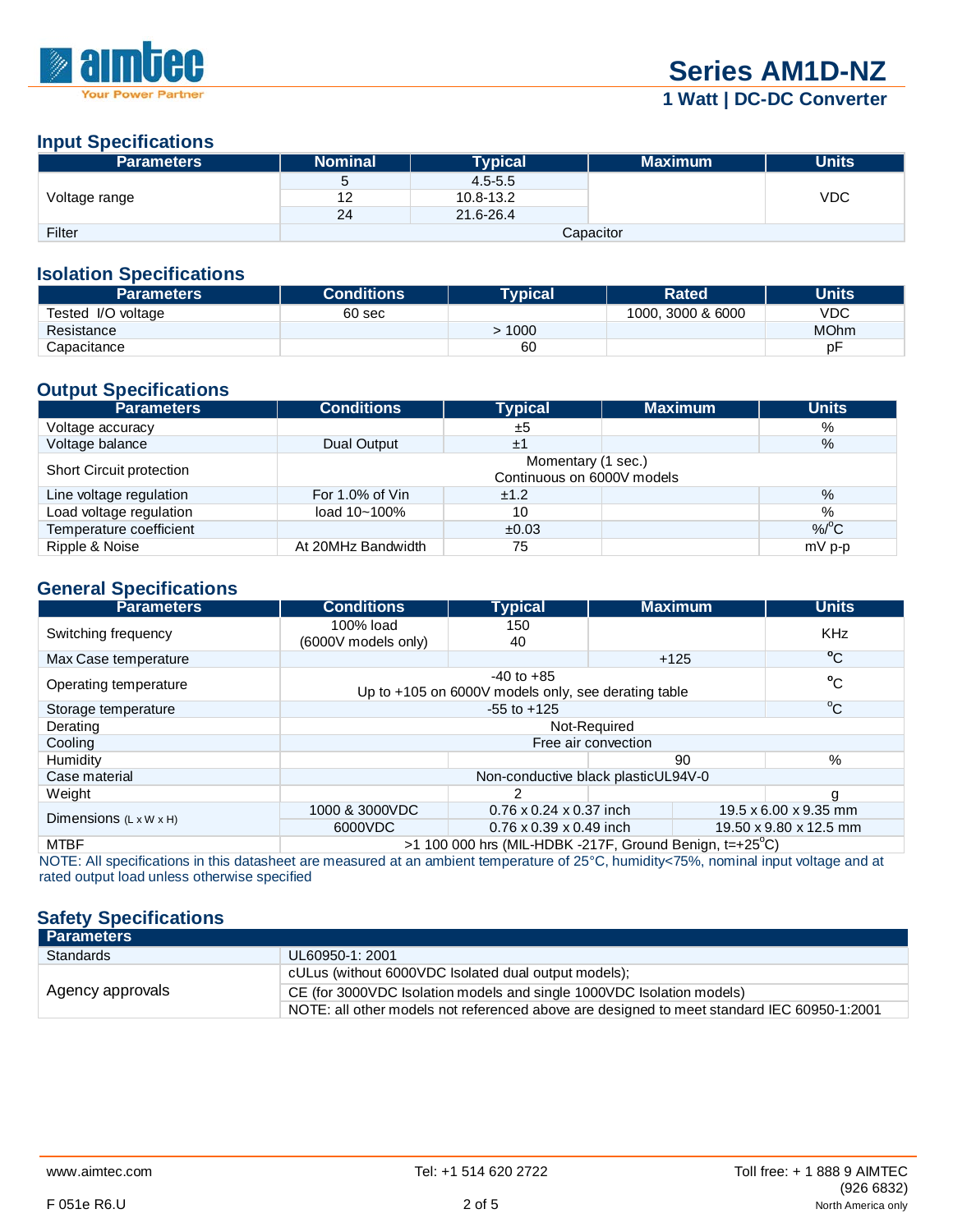## Input Specifications

| Parameters | Nominal | Typical | Maximum | Units |
|---|---|---|---|---|
| Voltage range | 5 | 4.5-5.5 | | VDC |
| | 12 | 10.8-13.2 | | |
| | 24 | 21.6-26.4 | | |
| Filter | Capacitor | | | |

## Isolation Specifications

| Parameters | Conditions | Typical | Rated | Units |
|---|---|---|---|---|
| Tested I/O voltage | 60 sec | | 1000, 3000 & 6000 | VDC |
| Resistance | | > 1000 | | MOhm |
| Capacitance | | 60 | | pF |

## Output Specifications

| Parameters | Conditions | Typical | Maximum | Units |
|---|---|---|---|---|
| Voltage accuracy | | ±5 | | % |
| Voltage balance | Dual Output | ±1 | | % |
| Short Circuit protection | Momentary (1 sec.) Continuous on 6000V models | | | |
| Line voltage regulation | For 1.0% of Vin | ±1.2 | | % |
| Load voltage regulation | load 10~100% | 10 | | % |
| Temperature coefficient | | ±0.03 | | %/°C |
| Ripple & Noise | At 20MHz Bandwidth | 75 | | mV p-p |

## General Specifications

| Parameters | Conditions | Typical | Maximum | Units |
|---|---|---|---|---|
| Switching frequency | 100% load<br>(6000V models only) | 150<br>40 | | KHz |
| Max Case temperature | | | +125 | °C |
| Operating temperature | -40 to +85<br>Up to +105 on 6000V models only, see derating table | | | °C |
| Storage temperature | -55 to +125 | | | °C |
| Derating | Not-Required | | | |
| Cooling | Free air convection | | | |
| Humidity | | | 90 | % |
| Case material | Non-conductive black plasticUL94V-0 | | | |
| Weight | | 2 | | g |
| Dimensions (L x W x H) | 1000 & 3000VDC | 0.76 x 0.24 x 0.37 inch | 19.5 x 6.00 x 9.35 mm | |
| | 6000VDC | 0.76 x 0.39 x 0.49 inch | 19.50 x 9.80 x 12.5 mm | |
| MTBF | >1 100 000 hrs (MIL-HDBK -217F, Ground Benign, t=+25°C) | | | |

NOTE: All specifications in this datasheet are measured at an ambient temperature of 25°C, humidity<75%, nominal input voltage and at rated output load unless otherwise specified

## Safety Specifications

| Parameters | |
|---|---|
| Standards | UL60950-1: 2001 |
| Agency approvals | cULus (without 6000VDC Isolated dual output models); |
| | CE (for 3000VDC Isolation models and single 1000VDC Isolation models) |
| | NOTE: all other models not referenced above are designed to meet standard IEC 60950-1:2001 |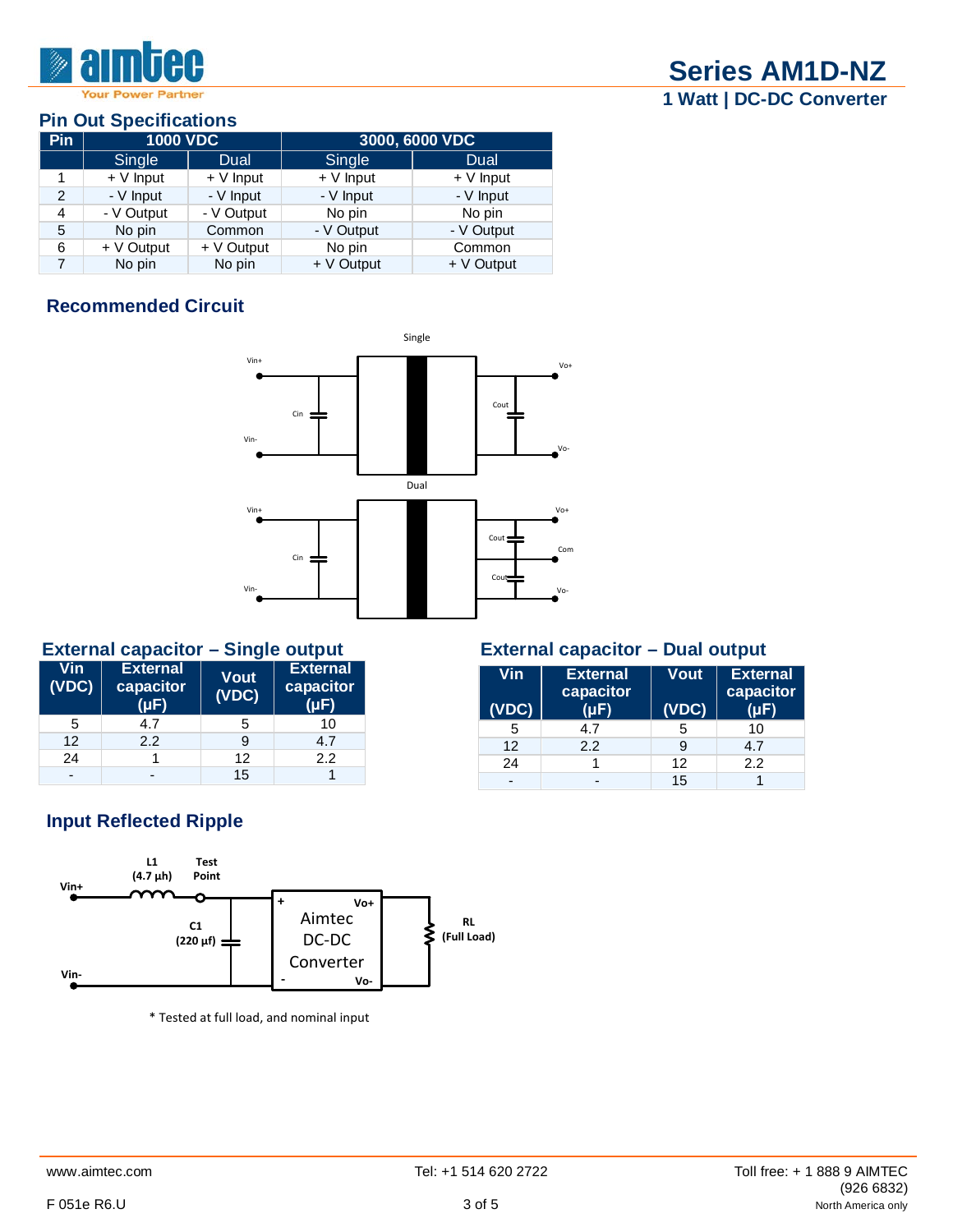## Pin Out Specifications

| Pin | 1000 VDC | | 3000, 6000 VDC | |
|---|---|---|---|---|
| | Single | Dual | Single | Dual |
| 1 | + V Input | + V Input | + V Input | + V Input |
| 2 | - V Input | - V Input | - V Input | - V Input |
| 4 | - V Output | - V Output | No pin | No pin |
| 5 | No pin | Common | - V Output | - V Output |
| 6 | + V Output | + V Output | No pin | Common |
| 7 | No pin | No pin | + V Output | + V Output |

## Recommended Circuit

Single

Vin+ Vin- Cin Cout Vo+ Vo-

Dual

Vin+ Vin- Cin Cout Cout Vo+ Com Vo-

## External capacitor – Single output

| Vin (VDC) | External capacitor (µF) | Vout (VDC) | External capacitor (µF) |
|---|---|---|---|
| 5 | 4.7 | 5 | 10 |
| 12 | 2.2 | 9 | 4.7 |
| 24 | 1 | 12 | 2.2 |
| - | - | 15 | 1 |

## External capacitor – Dual output

| Vin (VDC) | External capacitor (µF) | Vout (VDC) | External capacitor (µF) |
|---|---|---|---|
| 5 | 4.7 | 5 | 10 |
| 12 | 2.2 | 9 | 4.7 |
| 24 | 1 | 12 | 2.2 |
| - | - | 15 | 1 |

## Input Reflected Ripple

L1 (4.7 µh) Test Point Vin+ Vin- C1 (220 µf) Aimtec DC-DC Converter + - Vo+ Vo- RL (Full Load)

\* Tested at full load, and nominal input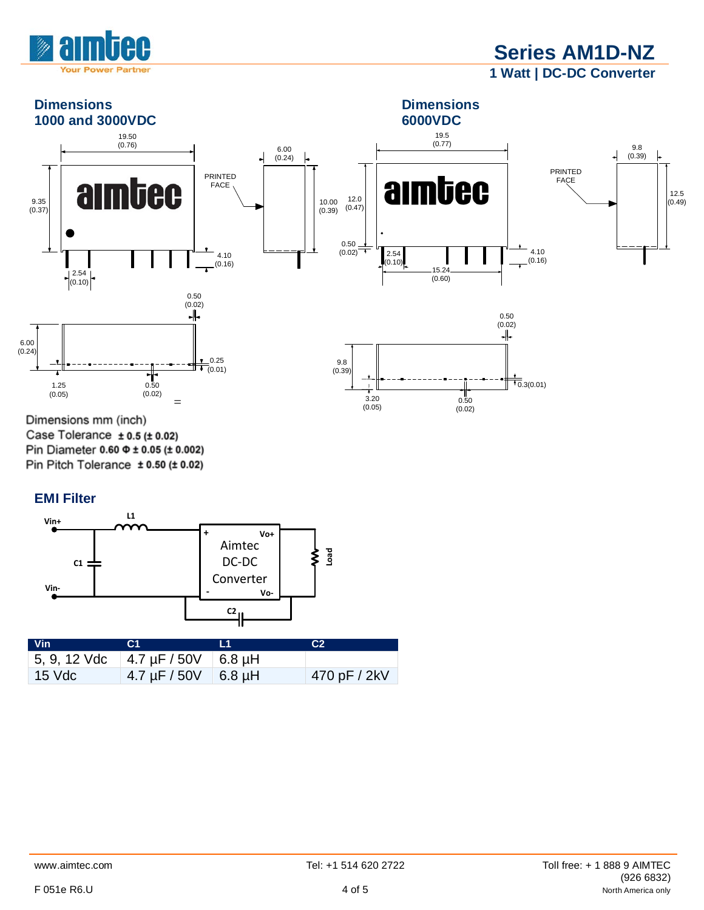## Dimensions 1000 and 3000VDC

## Dimensions 6000VDC

Dimensions mm (inch)
Case Tolerance **± 0.5 (± 0.02)**
Pin Diameter **0.60 Φ ± 0.05 (± 0.002)**
Pin Pitch Tolerance **± 0.50 (± 0.02)**

## EMI Filter

| Vin | C1 | L1 | C2 |
|---|---|---|---|
| 5, 9, 12 Vdc | 4.7 µF / 50V | 6.8 µH | |
| 15 Vdc | 4.7 µF / 50V | 6.8 µH | 470 pF / 2kV |

www.aimtec.com | Tel: +1 514 620 2722 | Toll free: + 1 888 9 AIMTEC (926 6832) North America only

F 051e R6.U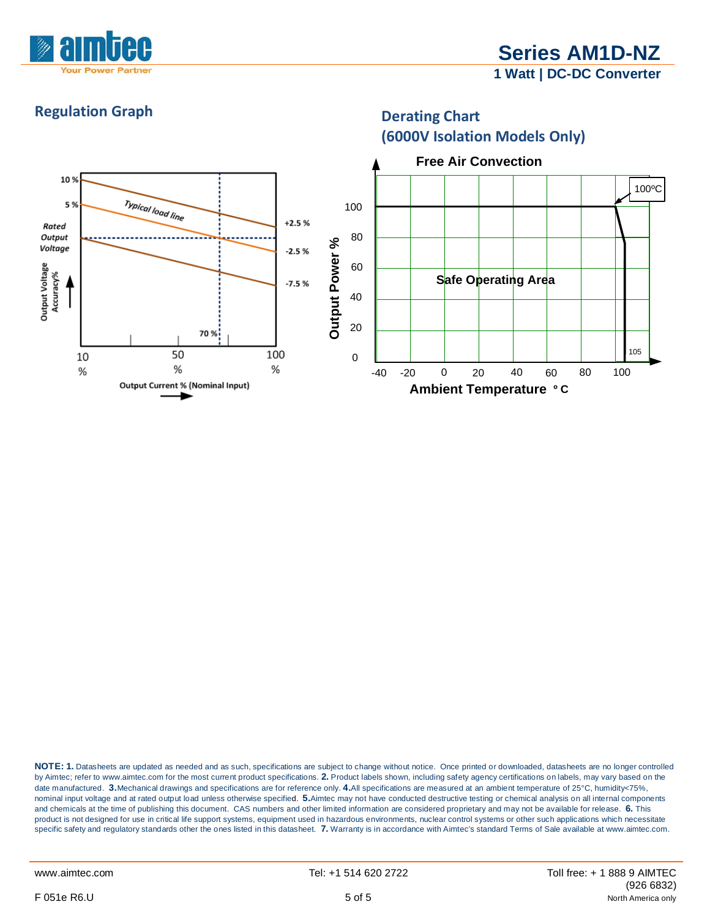## Regulation Graph

10 %
5 %
Typical load line
Rated Output Voltage
Output Voltage Accuracy%
+2.5 %
-2.5 %
-7.5 %
70 %
10 %
50 %
100 %
Output Current % (Nominal Input)

## Derating Chart (6000V Isolation Models Only)

Free Air Convection
100ºC
100
80
60
40
20
0
Output Power %
Safe Operating Area
105
-40 -20 0 20 40 60 80 100
Ambient Temperature °C

**NOTE: 1.** Datasheets are updated as needed and as such, specifications are subject to change without notice. Once printed or downloaded, datasheets are no longer controlled by Aimtec; refer to www.aimtec.com for the most current product specifications. **2.** Product labels shown, including safety agency certifications on labels, may vary based on the date manufactured. **3.**Mechanical drawings and specifications are for reference only. **4.**All specifications are measured at an ambient temperature of 25°C, humidity<75%, nominal input voltage and at rated output load unless otherwise specified. **5.**Aimtec may not have conducted destructive testing or chemical analysis on all internal components and chemicals at the time of publishing this document. CAS numbers and other limited information are considered proprietary and may not be available for release. **6.** This product is not designed for use in critical life support systems, equipment used in hazardous environments, nuclear control systems or other such applications which necessitate specific safety and regulatory standards other the ones listed in this datasheet. **7.** Warranty is in accordance with Aimtec's standard Terms of Sale available at www.aimtec.com.